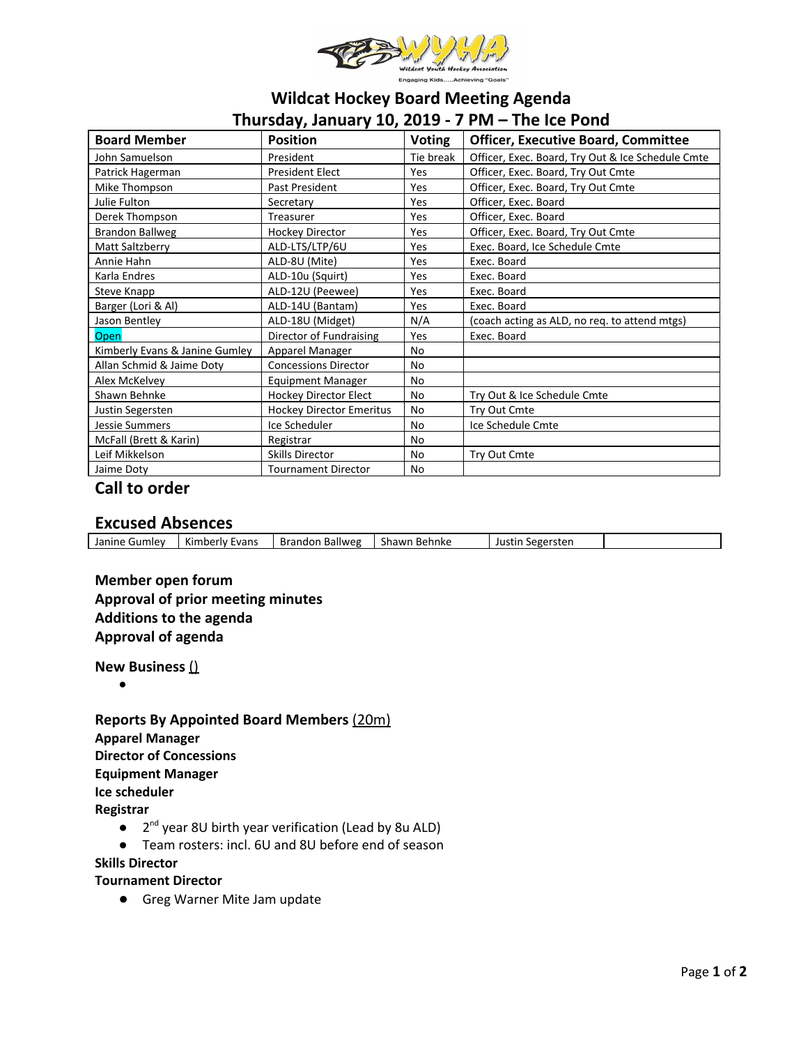# Wildcat Hockey Board Meeting Agenda

## Thursday, January 10, 2019 - 7 PM – The Ice Pond

| Board Member | Position | Voting | Officer, Executive Board, Committee |
|---|---|---|---|
| John Samuelson | President | Tie break | Officer, Exec. Board, Try Out & Ice Schedule Cmte |
| Patrick Hagerman | President Elect | Yes | Officer, Exec. Board, Try Out Cmte |
| Mike Thompson | Past President | Yes | Officer, Exec. Board, Try Out Cmte |
| Julie Fulton | Secretary | Yes | Officer, Exec. Board |
| Derek Thompson | Treasurer | Yes | Officer, Exec. Board |
| Brandon Ballweg | Hockey Director | Yes | Officer, Exec. Board, Try Out Cmte |
| Matt Saltzberry | ALD-LTS/LTP/6U | Yes | Exec. Board, Ice Schedule Cmte |
| Annie Hahn | ALD-8U (Mite) | Yes | Exec. Board |
| Karla Endres | ALD-10u (Squirt) | Yes | Exec. Board |
| Steve Knapp | ALD-12U (Peewee) | Yes | Exec. Board |
| Barger (Lori & Al) | ALD-14U (Bantam) | Yes | Exec. Board |
| Jason Bentley | ALD-18U (Midget) | N/A | (coach acting as ALD, no req. to attend mtgs) |
| Open | Director of Fundraising | Yes | Exec. Board |
| Kimberly Evans & Janine Gumley | Apparel Manager | No | |
| Allan Schmid & Jaime Doty | Concessions Director | No | |
| Alex McKelvey | Equipment Manager | No | |
| Shawn Behnke | Hockey Director Elect | No | Try Out & Ice Schedule Cmte |
| Justin Segersten | Hockey Director Emeritus | No | Try Out Cmte |
| Jessie Summers | Ice Scheduler | No | Ice Schedule Cmte |
| McFall (Brett & Karin) | Registrar | No | |
| Leif Mikkelson | Skills Director | No | Try Out Cmte |
| Jaime Doty | Tournament Director | No | |

## Call to order

## Excused Absences

| Janine Gumley | Kimberly Evans | Brandon Ballweg | Shawn Behnke | Justin Segersten | |
|---|---|---|---|---|---|

**Member open forum**
**Approval of prior meeting minutes**
**Additions to the agenda**
**Approval of agenda**

**New Business** ()

- 

**Reports By Appointed Board Members** (20m)

**Apparel Manager**

**Director of Concessions**

**Equipment Manager**

**Ice scheduler**

**Registrar**

- 2nd year 8U birth year verification (Lead by 8u ALD)
- Team rosters: incl. 6U and 8U before end of season

**Skills Director**

**Tournament Director**

- Greg Warner Mite Jam update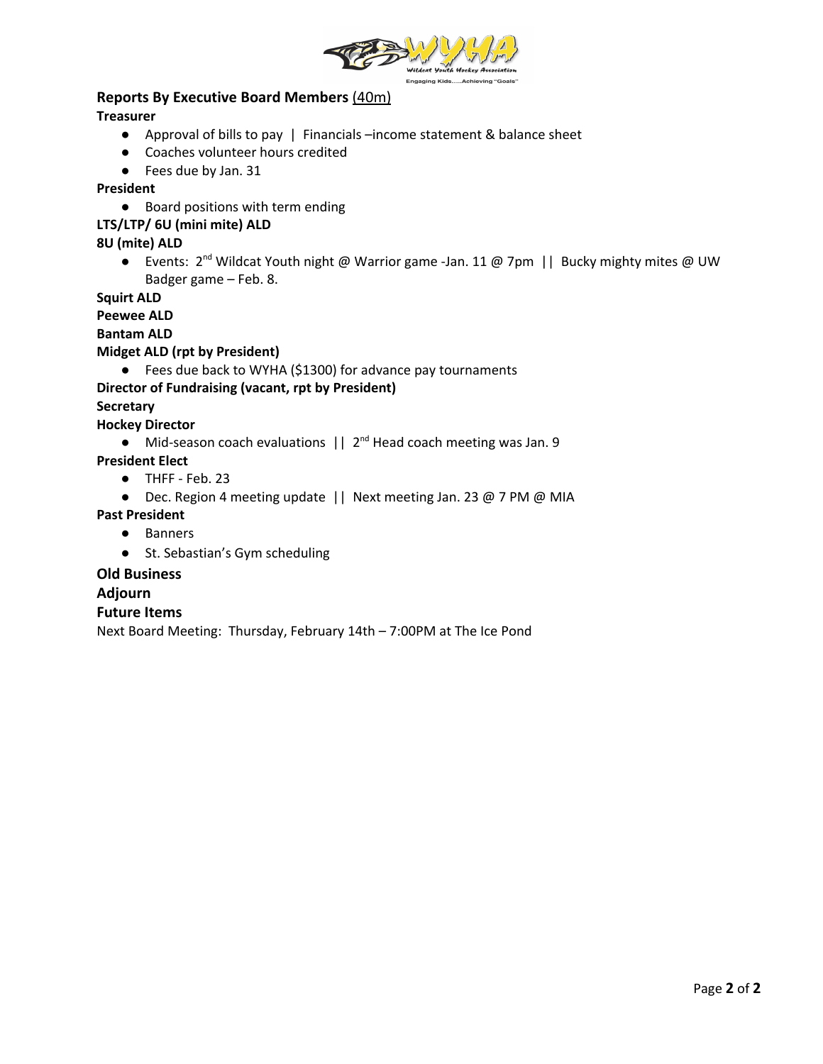## Reports By Executive Board Members (40m)

**Treasurer**

- Approval of bills to pay | Financials –income statement & balance sheet
- Coaches volunteer hours credited
- Fees due by Jan. 31

**President**

- Board positions with term ending

**LTS/LTP/ 6U (mini mite) ALD**

**8U (mite) ALD**

- Events: 2nd Wildcat Youth night @ Warrior game -Jan. 11 @ 7pm || Bucky mighty mites @ UW Badger game – Feb. 8.

**Squirt ALD**

**Peewee ALD**

**Bantam ALD**

**Midget ALD (rpt by President)**

- Fees due back to WYHA ($1300) for advance pay tournaments

**Director of Fundraising (vacant, rpt by President)**

**Secretary**

**Hockey Director**

- Mid-season coach evaluations || 2nd Head coach meeting was Jan. 9

**President Elect**

- THFF - Feb. 23
- Dec. Region 4 meeting update || Next meeting Jan. 23 @ 7 PM @ MIA

**Past President**

- Banners
- St. Sebastian's Gym scheduling

## Old Business

## Adjourn

## Future Items

Next Board Meeting: Thursday, February 14th – 7:00PM at The Ice Pond